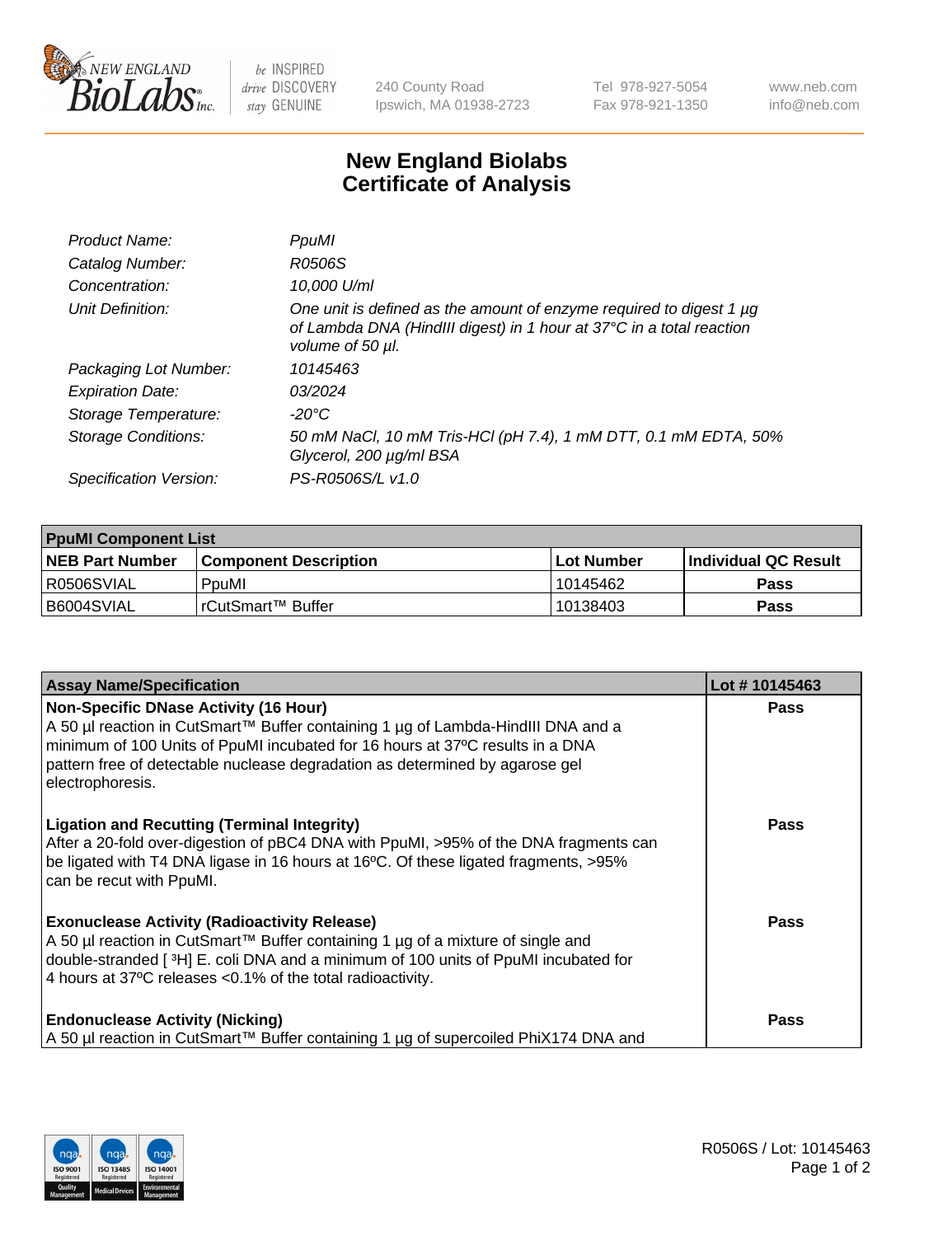# New England Biolabs Certificate of Analysis

| | |
|---|---|
| *Product Name:* | *PpuMI* |
| *Catalog Number:* | *R0506S* |
| *Concentration:* | *10,000 U/ml* |
| *Unit Definition:* | *One unit is defined as the amount of enzyme required to digest 1 µg of Lambda DNA (HindIII digest) in 1 hour at 37°C in a total reaction volume of 50 µl.* |
| *Packaging Lot Number:* | *10145463* |
| *Expiration Date:* | *03/2024* |
| *Storage Temperature:* | *-20°C* |
| *Storage Conditions:* | *50 mM NaCl, 10 mM Tris-HCl (pH 7.4), 1 mM DTT, 0.1 mM EDTA, 50% Glycerol, 200 µg/ml BSA* |
| *Specification Version:* | *PS-R0506S/L v1.0* |

| **PpuMI Component List** | | | |
|---|---|---|---|
| **NEB Part Number** | **Component Description** | **Lot Number** | **Individual QC Result** |
| R0506SVIAL | PpuMI | 10145462 | **Pass** |
| B6004SVIAL | rCutSmart™ Buffer | 10138403 | **Pass** |

| **Assay Name/Specification** | **Lot # 10145463** |
|---|---|
| **Non-Specific DNase Activity (16 Hour)** A 50 µl reaction in CutSmart™ Buffer containing 1 µg of Lambda-HindIII DNA and a minimum of 100 Units of PpuMI incubated for 16 hours at 37ºC results in a DNA pattern free of detectable nuclease degradation as determined by agarose gel electrophoresis. | **Pass** |
| **Ligation and Recutting (Terminal Integrity)** After a 20-fold over-digestion of pBC4 DNA with PpuMI, >95% of the DNA fragments can be ligated with T4 DNA ligase in 16 hours at 16ºC. Of these ligated fragments, >95% can be recut with PpuMI. | **Pass** |
| **Exonuclease Activity (Radioactivity Release)** A 50 µl reaction in CutSmart™ Buffer containing 1 µg of a mixture of single and double-stranded [ $^{3}$H] E. coli DNA and a minimum of 100 units of PpuMI incubated for 4 hours at 37ºC releases <0.1% of the total radioactivity. | **Pass** |
| **Endonuclease Activity (Nicking)** A 50 µl reaction in CutSmart™ Buffer containing 1 µg of supercoiled PhiX174 DNA and | **Pass** |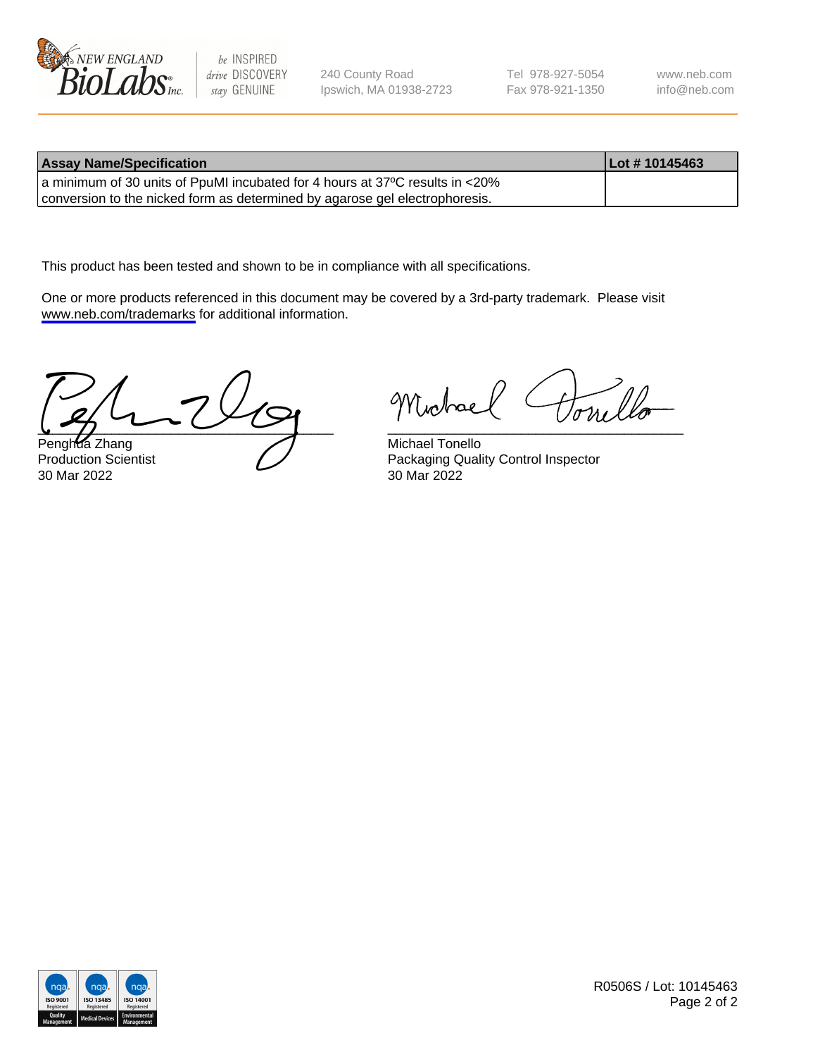| Assay Name/Specification | Lot # 10145463 |
| --- | --- |
| a minimum of 30 units of PpuMI incubated for 4 hours at 37ºC results in <20% conversion to the nicked form as determined by agarose gel electrophoresis. | |

This product has been tested and shown to be in compliance with all specifications.

One or more products referenced in this document may be covered by a 3rd-party trademark. Please visit www.neb.com/trademarks for additional information.

Penghua Zhang
Production Scientist
30 Mar 2022

Michael Tonello
Packaging Quality Control Inspector
30 Mar 2022

R0506S / Lot: 10145463